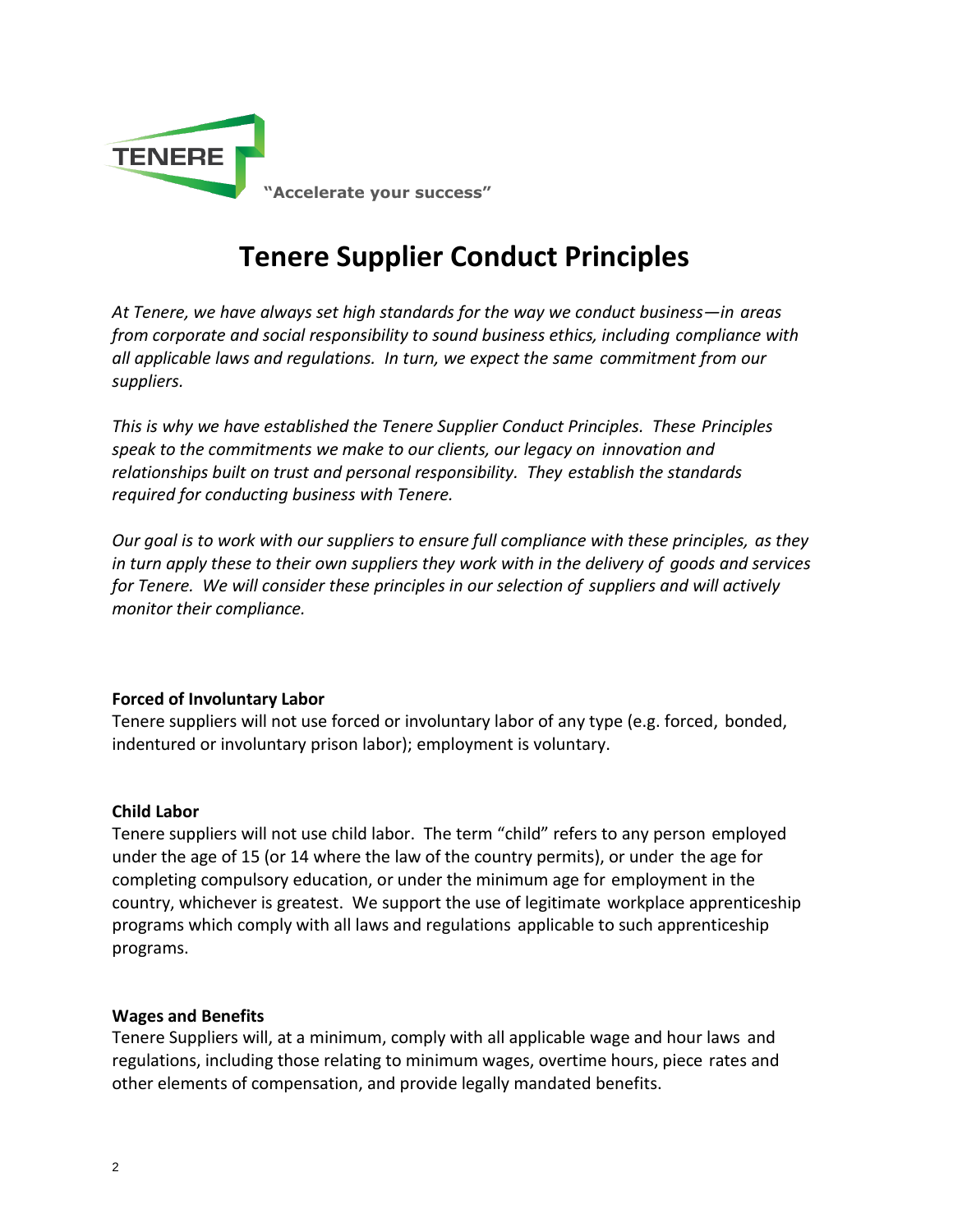TENERE

"Accelerate your success"

# Tenere Supplier Conduct Principles

*At Tenere, we have always set high standards for the way we conduct business—in areas from corporate and social responsibility to sound business ethics, including compliance with all applicable laws and regulations. In turn, we expect the same commitment from our suppliers.*

*This is why we have established the Tenere Supplier Conduct Principles. These Principles speak to the commitments we make to our clients, our legacy on innovation and relationships built on trust and personal responsibility. They establish the standards required for conducting business with Tenere.*

*Our goal is to work with our suppliers to ensure full compliance with these principles, as they in turn apply these to their own suppliers they work with in the delivery of goods and services for Tenere. We will consider these principles in our selection of suppliers and will actively monitor their compliance.*

**Forced of Involuntary Labor**

Tenere suppliers will not use forced or involuntary labor of any type (e.g. forced, bonded, indentured or involuntary prison labor); employment is voluntary.

**Child Labor**

Tenere suppliers will not use child labor. The term "child" refers to any person employed under the age of 15 (or 14 where the law of the country permits), or under the age for completing compulsory education, or under the minimum age for employment in the country, whichever is greatest. We support the use of legitimate workplace apprenticeship programs which comply with all laws and regulations applicable to such apprenticeship programs.

**Wages and Benefits**

Tenere Suppliers will, at a minimum, comply with all applicable wage and hour laws and regulations, including those relating to minimum wages, overtime hours, piece rates and other elements of compensation, and provide legally mandated benefits.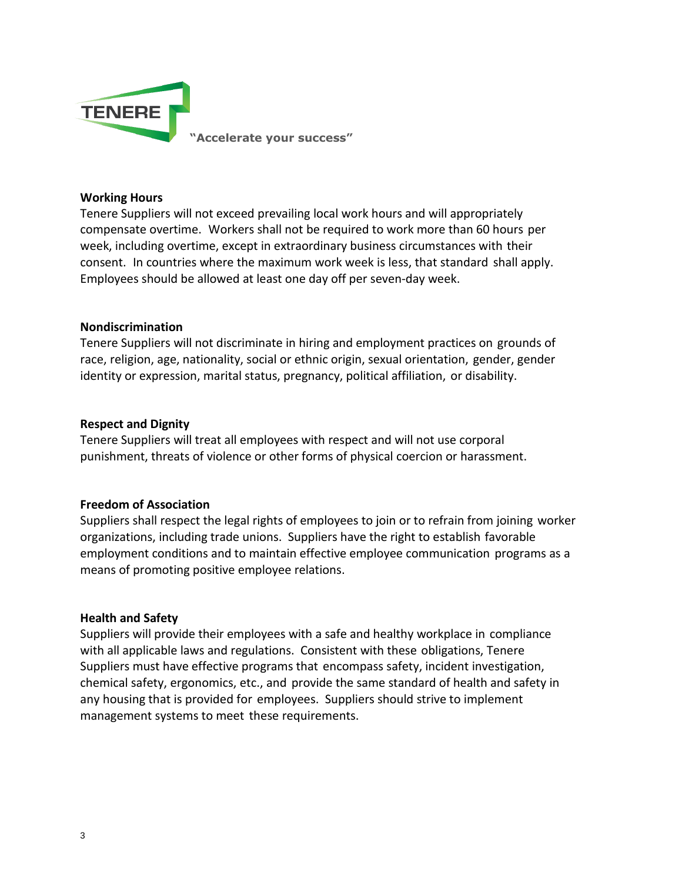## Working Hours

Tenere Suppliers will not exceed prevailing local work hours and will appropriately compensate overtime. Workers shall not be required to work more than 60 hours per week, including overtime, except in extraordinary business circumstances with their consent. In countries where the maximum work week is less, that standard shall apply. Employees should be allowed at least one day off per seven-day week.

## Nondiscrimination

Tenere Suppliers will not discriminate in hiring and employment practices on grounds of race, religion, age, nationality, social or ethnic origin, sexual orientation, gender, gender identity or expression, marital status, pregnancy, political affiliation, or disability.

## Respect and Dignity

Tenere Suppliers will treat all employees with respect and will not use corporal punishment, threats of violence or other forms of physical coercion or harassment.

## Freedom of Association

Suppliers shall respect the legal rights of employees to join or to refrain from joining worker organizations, including trade unions. Suppliers have the right to establish favorable employment conditions and to maintain effective employee communication programs as a means of promoting positive employee relations.

## Health and Safety

Suppliers will provide their employees with a safe and healthy workplace in compliance with all applicable laws and regulations. Consistent with these obligations, Tenere Suppliers must have effective programs that encompass safety, incident investigation, chemical safety, ergonomics, etc., and provide the same standard of health and safety in any housing that is provided for employees. Suppliers should strive to implement management systems to meet these requirements.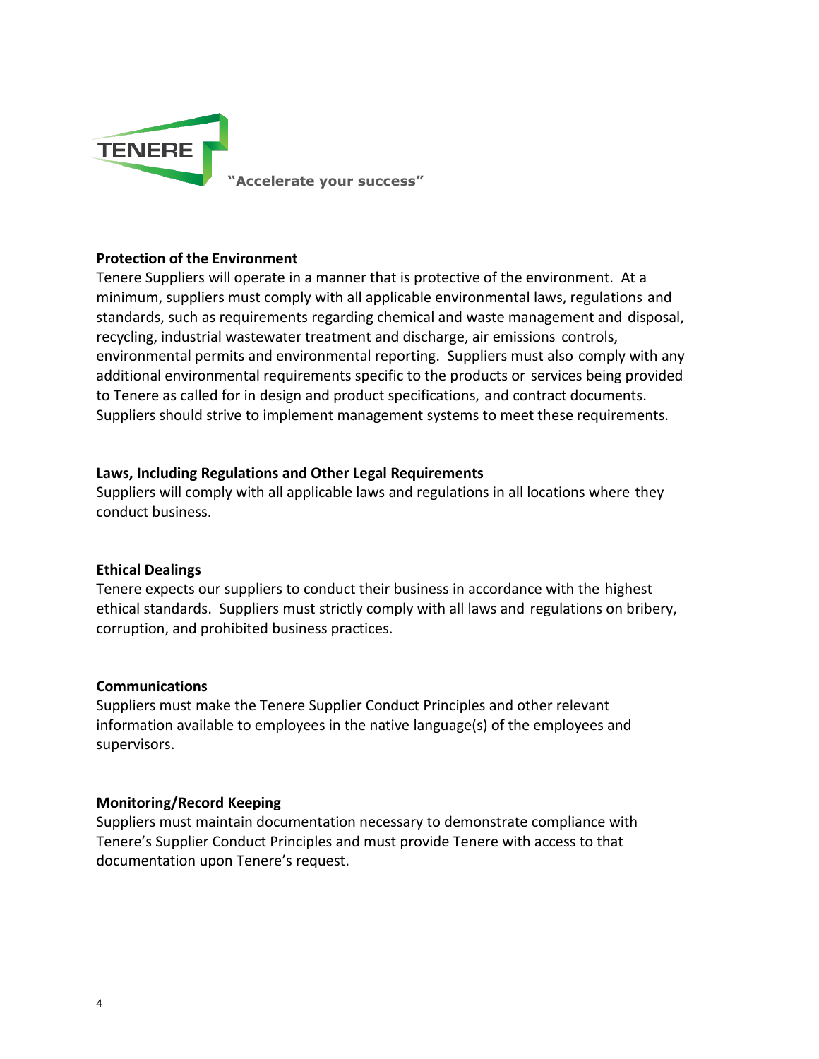**Protection of the Environment**

Tenere Suppliers will operate in a manner that is protective of the environment. At a minimum, suppliers must comply with all applicable environmental laws, regulations and standards, such as requirements regarding chemical and waste management and disposal, recycling, industrial wastewater treatment and discharge, air emissions controls, environmental permits and environmental reporting. Suppliers must also comply with any additional environmental requirements specific to the products or services being provided to Tenere as called for in design and product specifications, and contract documents. Suppliers should strive to implement management systems to meet these requirements.

**Laws, Including Regulations and Other Legal Requirements**

Suppliers will comply with all applicable laws and regulations in all locations where they conduct business.

**Ethical Dealings**

Tenere expects our suppliers to conduct their business in accordance with the highest ethical standards. Suppliers must strictly comply with all laws and regulations on bribery, corruption, and prohibited business practices.

**Communications**

Suppliers must make the Tenere Supplier Conduct Principles and other relevant information available to employees in the native language(s) of the employees and supervisors.

**Monitoring/Record Keeping**

Suppliers must maintain documentation necessary to demonstrate compliance with Tenere's Supplier Conduct Principles and must provide Tenere with access to that documentation upon Tenere's request.